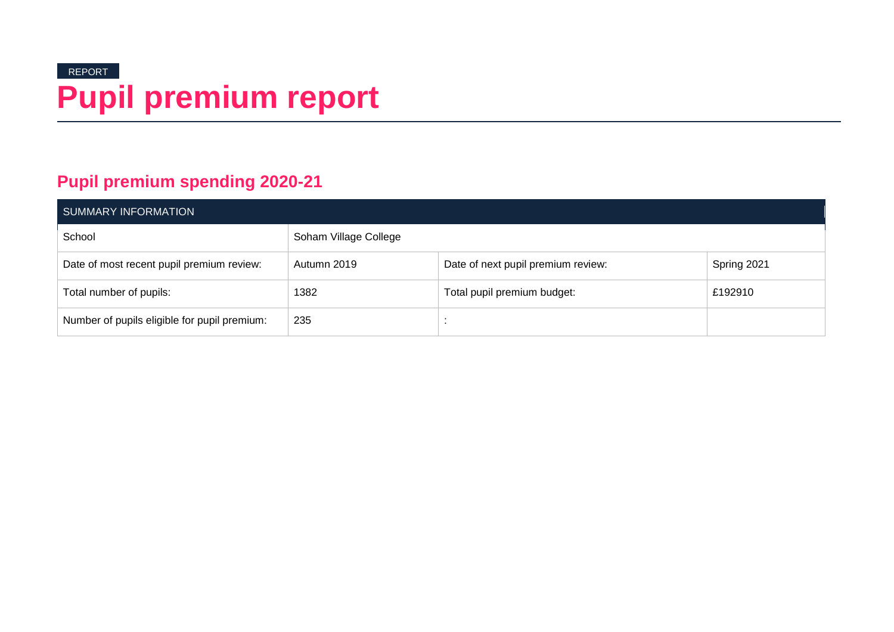REPORT

# Pupil premium report

## Pupil premium spending 2020-21

| SUMMARY INFORMATION | | | |
|---|---|---|---|
| School | Soham Village College | | |
| Date of most recent pupil premium review: | Autumn 2019 | Date of next pupil premium review: | Spring 2021 |
| Total number of pupils: | 1382 | Total pupil premium budget: | £192910 |
| Number of pupils eligible for pupil premium: | 235 | : | |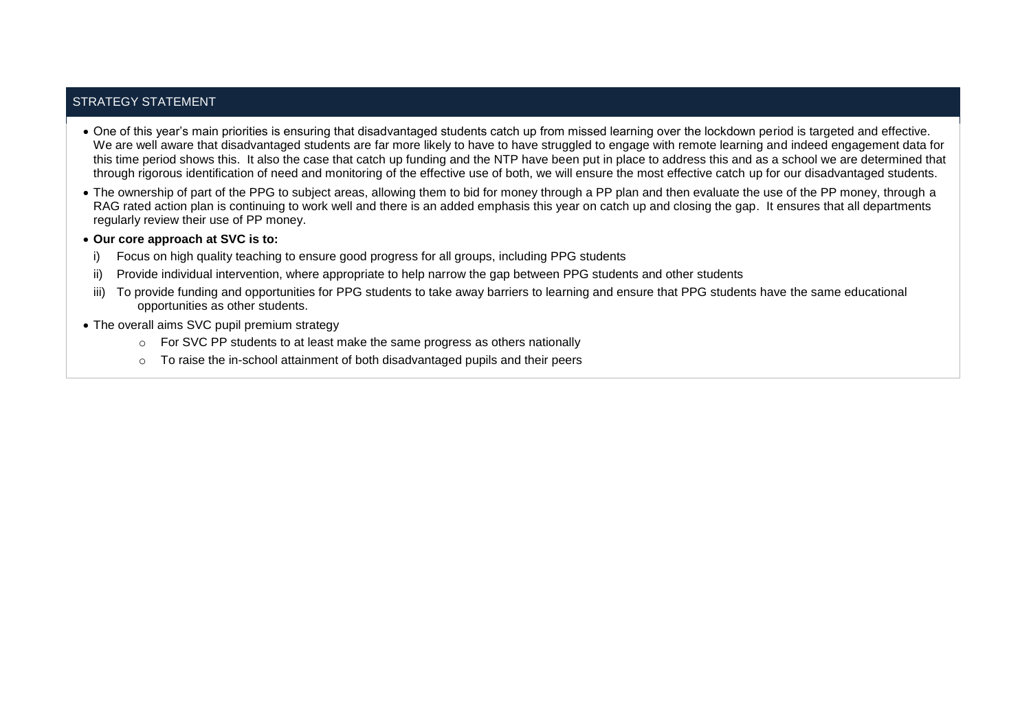## STRATEGY STATEMENT

- One of this year's main priorities is ensuring that disadvantaged students catch up from missed learning over the lockdown period is targeted and effective. We are well aware that disadvantaged students are far more likely to have to have struggled to engage with remote learning and indeed engagement data for this time period shows this. It also the case that catch up funding and the NTP have been put in place to address this and as a school we are determined that through rigorous identification of need and monitoring of the effective use of both, we will ensure the most effective catch up for our disadvantaged students.
- The ownership of part of the PPG to subject areas, allowing them to bid for money through a PP plan and then evaluate the use of the PP money, through a RAG rated action plan is continuing to work well and there is an added emphasis this year on catch up and closing the gap. It ensures that all departments regularly review their use of PP money.
- **Our core approach at SVC is to:**
  i) Focus on high quality teaching to ensure good progress for all groups, including PPG students
  ii) Provide individual intervention, where appropriate to help narrow the gap between PPG students and other students
  iii) To provide funding and opportunities for PPG students to take away barriers to learning and ensure that PPG students have the same educational opportunities as other students.
- The overall aims SVC pupil premium strategy
  - For SVC PP students to at least make the same progress as others nationally
  - To raise the in-school attainment of both disadvantaged pupils and their peers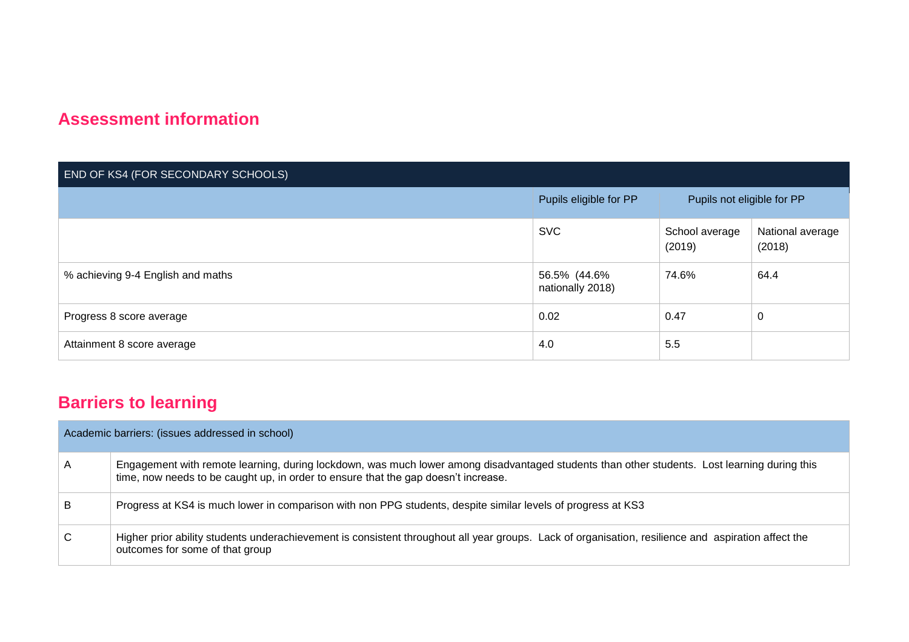## Assessment information

| END OF KS4 (FOR SECONDARY SCHOOLS) | | | |
|---|---|---|---|
| | Pupils eligible for PP | Pupils not eligible for PP | |
| | SVC | School average (2019) | National average (2018) |
| % achieving 9-4 English and maths | 56.5% (44.6% nationally 2018) | 74.6% | 64.4 |
| Progress 8 score average | 0.02 | 0.47 | 0 |
| Attainment 8 score average | 4.0 | 5.5 | |

## Barriers to learning

| Academic barriers: (issues addressed in school) | |
|---|---|
| A | Engagement with remote learning, during lockdown, was much lower among disadvantaged students than other students. Lost learning during this time, now needs to be caught up, in order to ensure that the gap doesn't increase. |
| B | Progress at KS4 is much lower in comparison with non PPG students, despite similar levels of progress at KS3 |
| C | Higher prior ability students underachievement is consistent throughout all year groups. Lack of organisation, resilience and aspiration affect the outcomes for some of that group |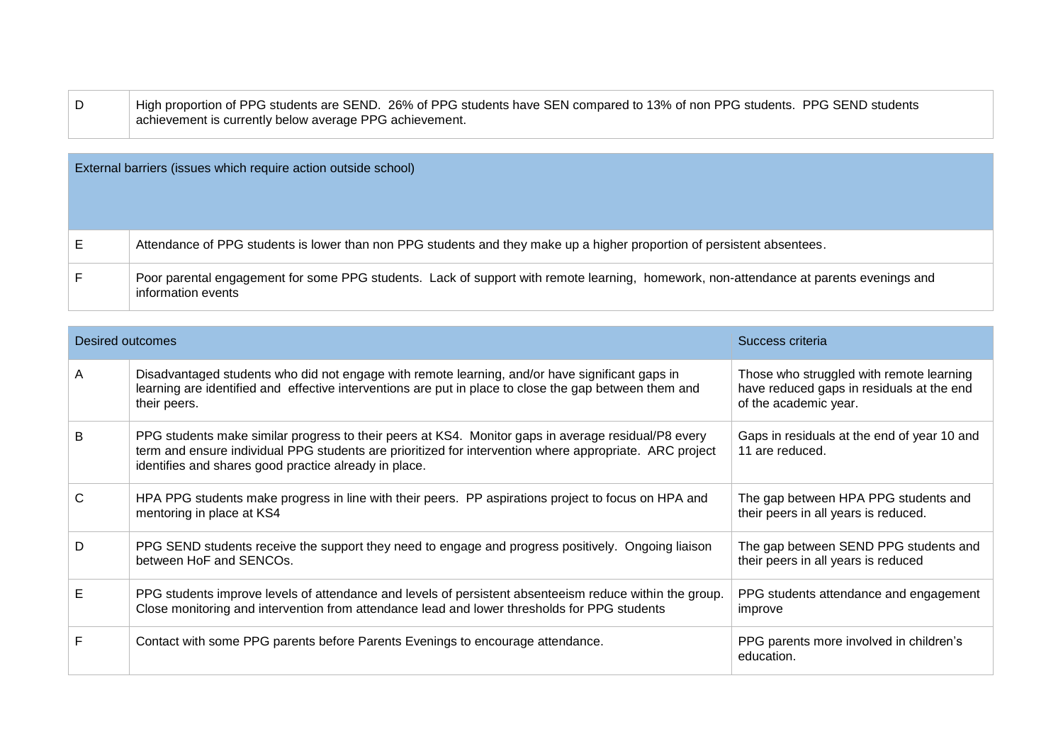| D | High proportion of PPG students are SEND. 26% of PPG students have SEN compared to 13% of non PPG students. PPG SEND students achievement is currently below average PPG achievement. |
|---|---|

| External barriers (issues which require action outside school) | |
|---|---|
| E | Attendance of PPG students is lower than non PPG students and they make up a higher proportion of persistent absentees. |
| F | Poor parental engagement for some PPG students. Lack of support with remote learning, homework, non-attendance at parents evenings and information events |

| Desired outcomes | | Success criteria |
|---|---|---|
| A | Disadvantaged students who did not engage with remote learning, and/or have significant gaps in learning are identified and effective interventions are put in place to close the gap between them and their peers. | Those who struggled with remote learning have reduced gaps in residuals at the end of the academic year. |
| B | PPG students make similar progress to their peers at KS4. Monitor gaps in average residual/P8 every term and ensure individual PPG students are prioritized for intervention where appropriate. ARC project identifies and shares good practice already in place. | Gaps in residuals at the end of year 10 and 11 are reduced. |
| C | HPA PPG students make progress in line with their peers. PP aspirations project to focus on HPA and mentoring in place at KS4 | The gap between HPA PPG students and their peers in all years is reduced. |
| D | PPG SEND students receive the support they need to engage and progress positively. Ongoing liaison between HoF and SENCOs. | The gap between SEND PPG students and their peers in all years is reduced |
| E | PPG students improve levels of attendance and levels of persistent absenteeism reduce within the group. Close monitoring and intervention from attendance lead and lower thresholds for PPG students | PPG students attendance and engagement improve |
| F | Contact with some PPG parents before Parents Evenings to encourage attendance. | PPG parents more involved in children's education. |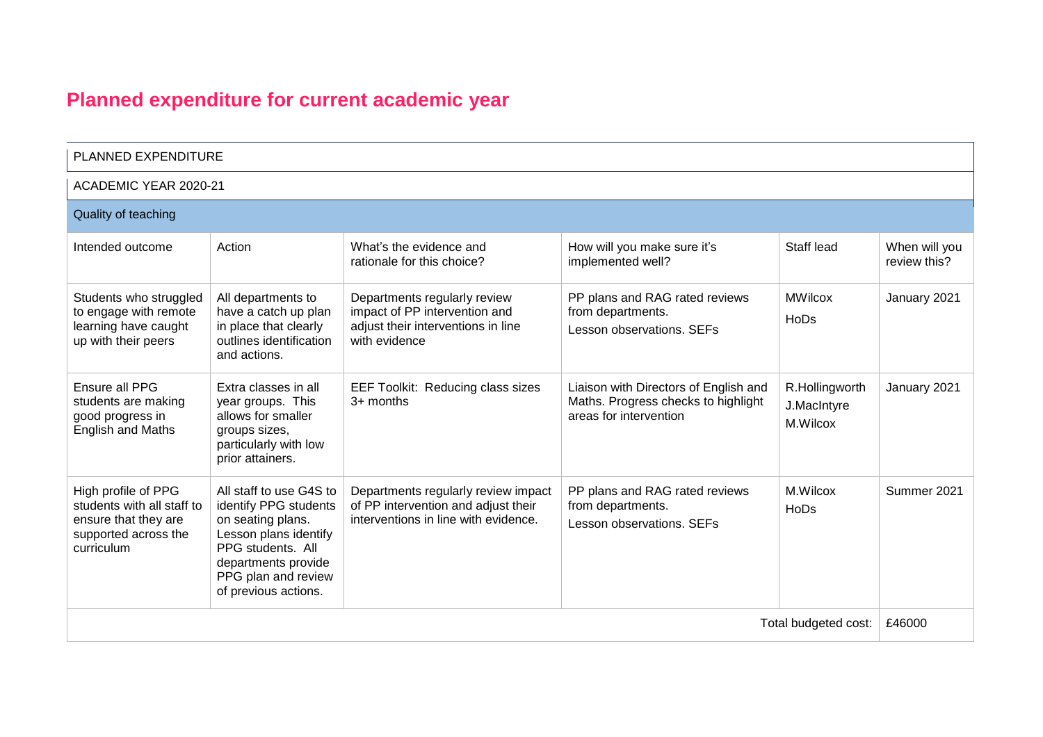# Planned expenditure for current academic year

| PLANNED EXPENDITURE | | | | | |
|---|---|---|---|---|---|
| ACADEMIC YEAR 2020-21 | | | | | |
| Quality of teaching | | | | | |
| Intended outcome | Action | What's the evidence and rationale for this choice? | How will you make sure it's implemented well? | Staff lead | When will you review this? |
| Students who struggled to engage with remote learning have caught up with their peers | All departments to have a catch up plan in place that clearly outlines identification and actions. | Departments regularly review impact of PP intervention and adjust their interventions in line with evidence | PP plans and RAG rated reviews from departments. Lesson observations. SEFs | MWilcox HoDs | January 2021 |
| Ensure all PPG students are making good progress in English and Maths | Extra classes in all year groups. This allows for smaller groups sizes, particularly with low prior attainers. | EEF Toolkit: Reducing class sizes 3+ months | Liaison with Directors of English and Maths. Progress checks to highlight areas for intervention | R.Hollingworth J.MacIntyre M.Wilcox | January 2021 |
| High profile of PPG students with all staff to ensure that they are supported across the curriculum | All staff to use G4S to identify PPG students on seating plans. Lesson plans identify PPG students. All departments provide PPG plan and review of previous actions. | Departments regularly review impact of PP intervention and adjust their interventions in line with evidence. | PP plans and RAG rated reviews from departments. Lesson observations. SEFs | M.Wilcox HoDs | Summer 2021 |
| | | | | Total budgeted cost: | £46000 |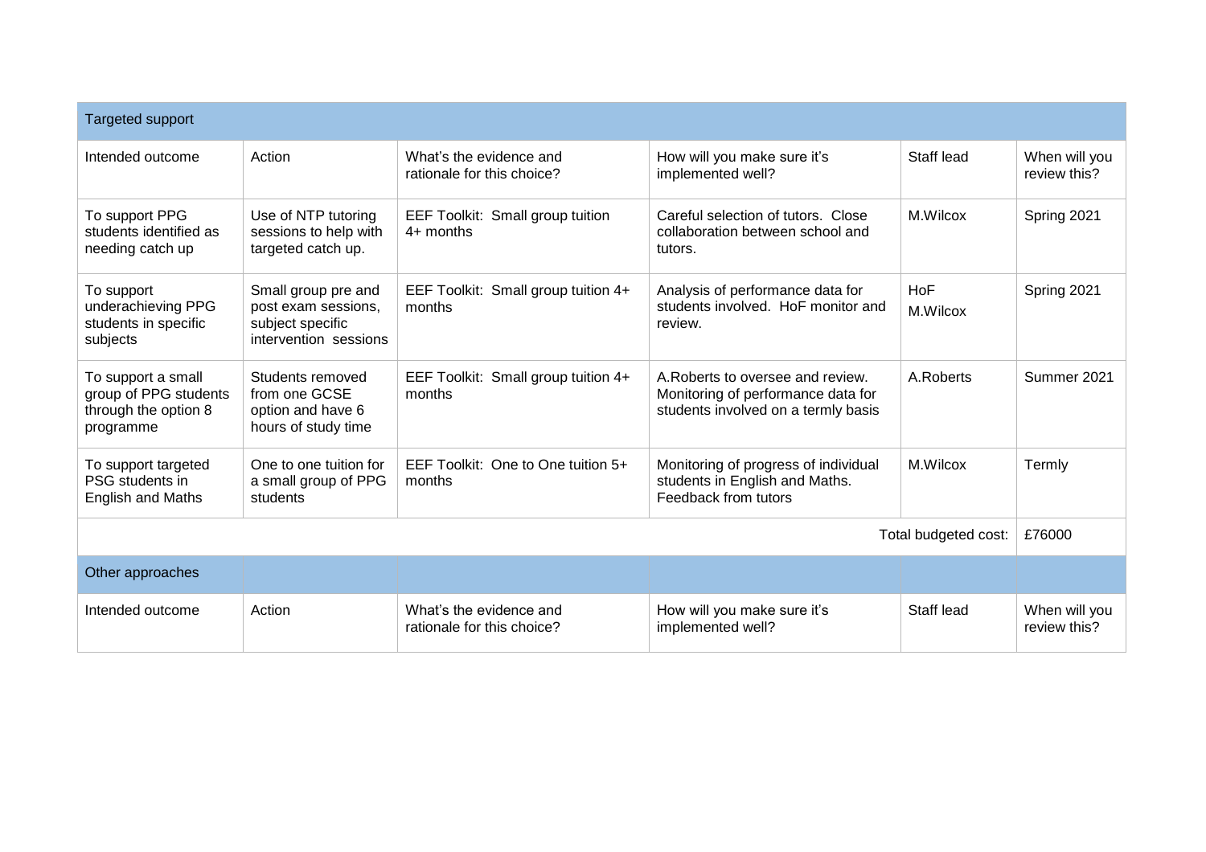| Targeted support | | | | | |
|---|---|---|---|---|---|
| Intended outcome | Action | What's the evidence and rationale for this choice? | How will you make sure it's implemented well? | Staff lead | When will you review this? |
| To support PPG students identified as needing catch up | Use of NTP tutoring sessions to help with targeted catch up. | EEF Toolkit: Small group tuition 4+ months | Careful selection of tutors. Close collaboration between school and tutors. | M.Wilcox | Spring 2021 |
| To support underachieving PPG students in specific subjects | Small group pre and post exam sessions, subject specific intervention sessions | EEF Toolkit: Small group tuition 4+ months | Analysis of performance data for students involved. HoF monitor and review. | HoF M.Wilcox | Spring 2021 |
| To support a small group of PPG students through the option 8 programme | Students removed from one GCSE option and have 6 hours of study time | EEF Toolkit: Small group tuition 4+ months | A.Roberts to oversee and review. Monitoring of performance data for students involved on a termly basis | A.Roberts | Summer 2021 |
| To support targeted PSG students in English and Maths | One to one tuition for a small group of PPG students | EEF Toolkit: One to One tuition 5+ months | Monitoring of progress of individual students in English and Maths. Feedback from tutors | M.Wilcox | Termly |
| | | | | Total budgeted cost: | £76000 |

| Other approaches | | | | | |
|---|---|---|---|---|---|
| Intended outcome | Action | What's the evidence and rationale for this choice? | How will you make sure it's implemented well? | Staff lead | When will you review this? |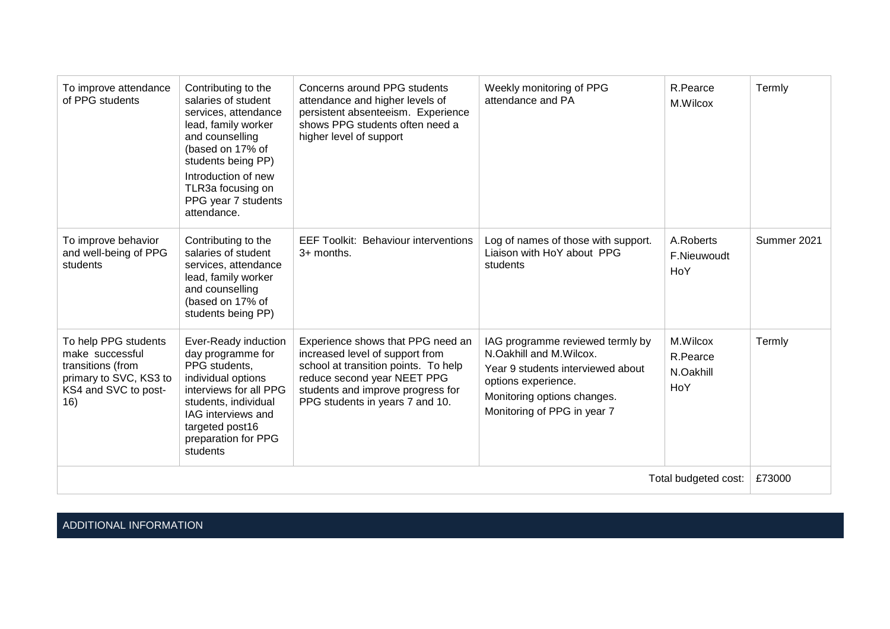| | | | | | |
|---|---|---|---|---|---|
| To improve attendance of PPG students | Contributing to the salaries of student services, attendance lead, family worker and counselling (based on 17% of students being PP)<br>Introduction of new TLR3a focusing on PPG year 7 students attendance. | Concerns around PPG students attendance and higher levels of persistent absenteeism. Experience shows PPG students often need a higher level of support | Weekly monitoring of PPG attendance and PA | R.Pearce<br>M.Wilcox | Termly |
| To improve behavior and well-being of PPG students | Contributing to the salaries of student services, attendance lead, family worker and counselling (based on 17% of students being PP) | EEF Toolkit: Behaviour interventions 3+ months. | Log of names of those with support. Liaison with HoY about PPG students | A.Roberts<br>F.Nieuwoudt<br>HoY | Summer 2021 |
| To help PPG students make successful transitions (from primary to SVC, KS3 to KS4 and SVC to post-16) | Ever-Ready induction day programme for PPG students, individual options interviews for all PPG students, individual IAG interviews and targeted post16 preparation for PPG students | Experience shows that PPG need an increased level of support from school at transition points. To help reduce second year NEET PPG students and improve progress for PPG students in years 7 and 10. | IAG programme reviewed termly by N.Oakhill and M.Wilcox.<br>Year 9 students interviewed about options experience.<br>Monitoring options changes.<br>Monitoring of PPG in year 7 | M.Wilcox<br>R.Pearce<br>N.Oakhill<br>HoY | Termly |
| | | | | Total budgeted cost: | £73000 |

## ADDITIONAL INFORMATION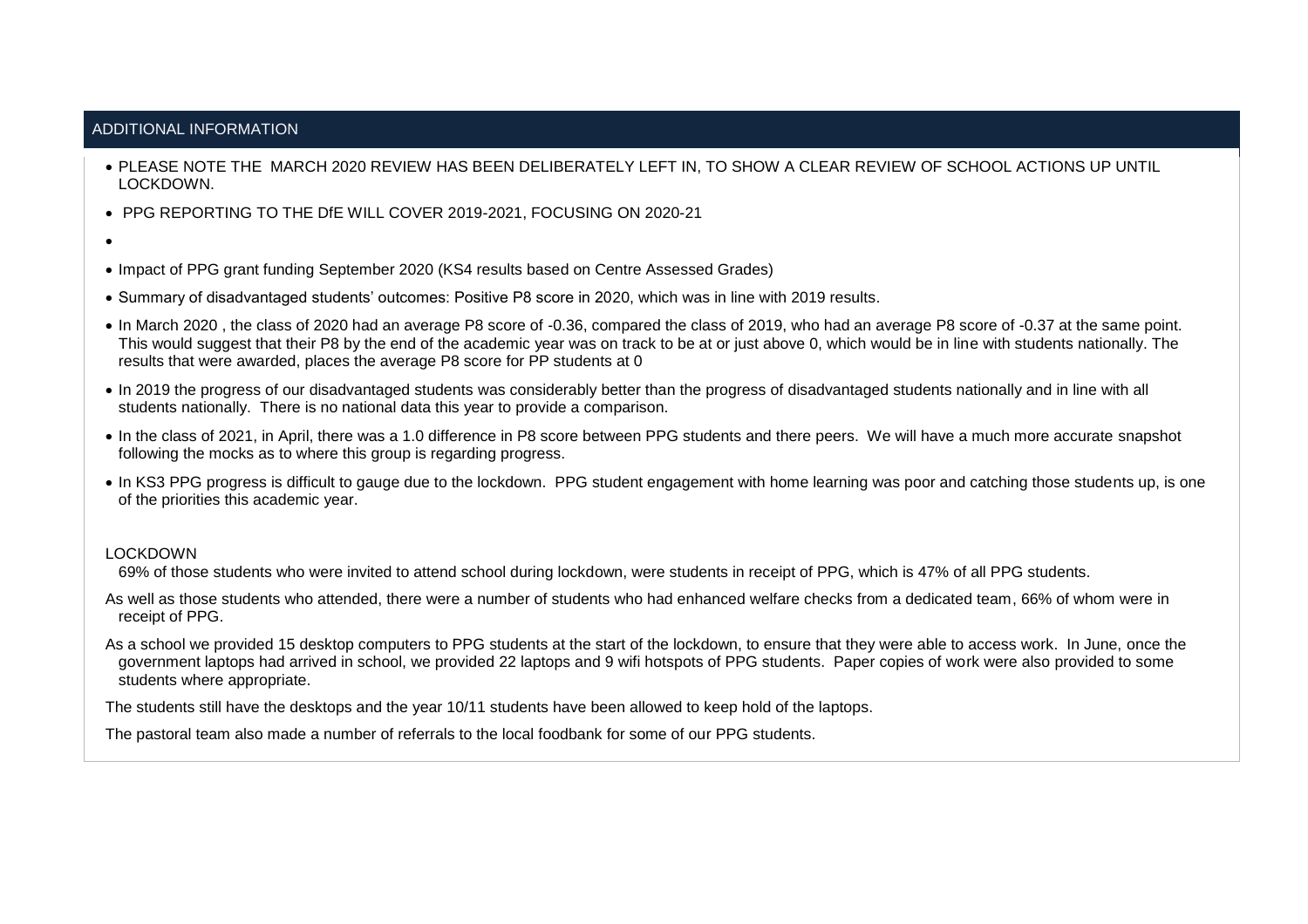## ADDITIONAL INFORMATION

- PLEASE NOTE THE MARCH 2020 REVIEW HAS BEEN DELIBERATELY LEFT IN, TO SHOW A CLEAR REVIEW OF SCHOOL ACTIONS UP UNTIL LOCKDOWN.
- PPG REPORTING TO THE DfE WILL COVER 2019-2021, FOCUSING ON 2020-21
- 
- Impact of PPG grant funding September 2020 (KS4 results based on Centre Assessed Grades)
- Summary of disadvantaged students' outcomes: Positive P8 score in 2020, which was in line with 2019 results.
- In March 2020 , the class of 2020 had an average P8 score of -0.36, compared the class of 2019, who had an average P8 score of -0.37 at the same point. This would suggest that their P8 by the end of the academic year was on track to be at or just above 0, which would be in line with students nationally. The results that were awarded, places the average P8 score for PP students at 0
- In 2019 the progress of our disadvantaged students was considerably better than the progress of disadvantaged students nationally and in line with all students nationally. There is no national data this year to provide a comparison.
- In the class of 2021, in April, there was a 1.0 difference in P8 score between PPG students and there peers. We will have a much more accurate snapshot following the mocks as to where this group is regarding progress.
- In KS3 PPG progress is difficult to gauge due to the lockdown. PPG student engagement with home learning was poor and catching those students up, is one of the priorities this academic year.

LOCKDOWN

69% of those students who were invited to attend school during lockdown, were students in receipt of PPG, which is 47% of all PPG students.

As well as those students who attended, there were a number of students who had enhanced welfare checks from a dedicated team, 66% of whom were in receipt of PPG.

As a school we provided 15 desktop computers to PPG students at the start of the lockdown, to ensure that they were able to access work. In June, once the government laptops had arrived in school, we provided 22 laptops and 9 wifi hotspots of PPG students. Paper copies of work were also provided to some students where appropriate.

The students still have the desktops and the year 10/11 students have been allowed to keep hold of the laptops.

The pastoral team also made a number of referrals to the local foodbank for some of our PPG students.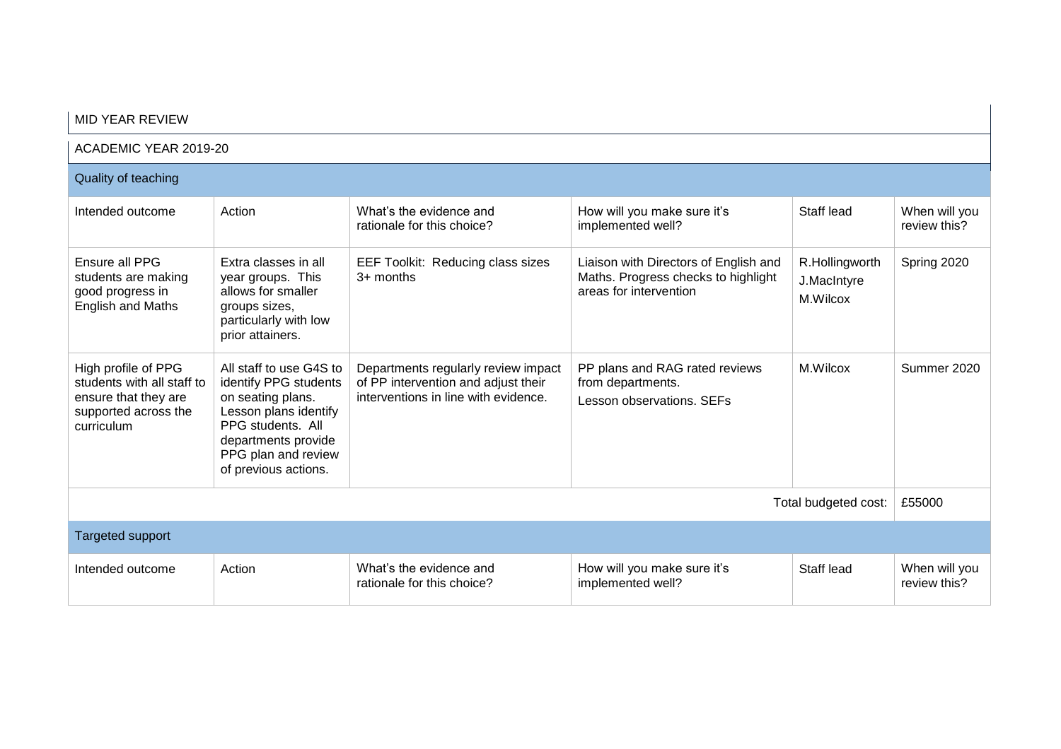MID YEAR REVIEW

ACADEMIC YEAR 2019-20

| Quality of teaching | | | | | |
|---|---|---|---|---|---|
| Intended outcome | Action | What's the evidence and rationale for this choice? | How will you make sure it's implemented well? | Staff lead | When will you review this? |
| Ensure all PPG students are making good progress in English and Maths | Extra classes in all year groups. This allows for smaller groups sizes, particularly with low prior attainers. | EEF Toolkit: Reducing class sizes 3+ months | Liaison with Directors of English and Maths. Progress checks to highlight areas for intervention | R.Hollingworth J.MacIntyre M.Wilcox | Spring 2020 |
| High profile of PPG students with all staff to ensure that they are supported across the curriculum | All staff to use G4S to identify PPG students on seating plans. Lesson plans identify PPG students. All departments provide PPG plan and review of previous actions. | Departments regularly review impact of PP intervention and adjust their interventions in line with evidence. | PP plans and RAG rated reviews from departments. Lesson observations. SEFs | M.Wilcox | Summer 2020 |
| | | | | Total budgeted cost: | £55000 |

| Targeted support | | | | | |
|---|---|---|---|---|---|
| Intended outcome | Action | What's the evidence and rationale for this choice? | How will you make sure it's implemented well? | Staff lead | When will you review this? |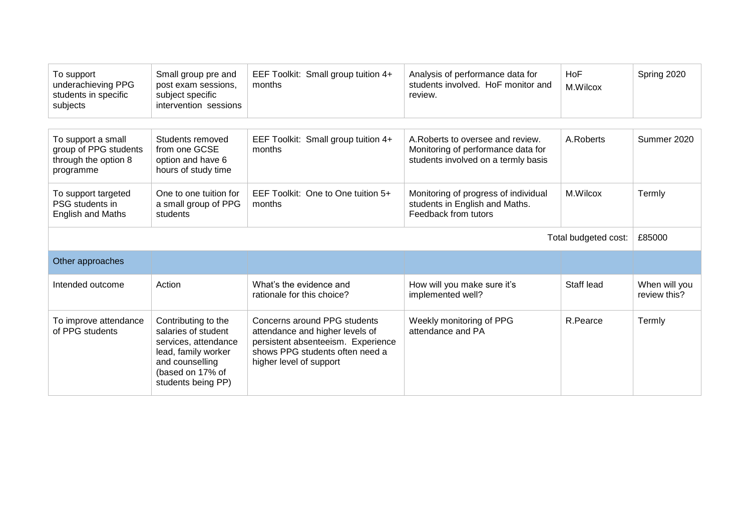| | | | | | |
|---|---|---|---|---|---|
| To support underachieving PPG students in specific subjects | Small group pre and post exam sessions, subject specific intervention sessions | EEF Toolkit: Small group tuition 4+ months | Analysis of performance data for students involved. HoF monitor and review. | HoF M.Wilcox | Spring 2020 |

| | | | | | |
|---|---|---|---|---|---|
| To support a small group of PPG students through the option 8 programme | Students removed from one GCSE option and have 6 hours of study time | EEF Toolkit: Small group tuition 4+ months | A.Roberts to oversee and review. Monitoring of performance data for students involved on a termly basis | A.Roberts | Summer 2020 |
| To support targeted PSG students in English and Maths | One to one tuition for a small group of PPG students | EEF Toolkit: One to One tuition 5+ months | Monitoring of progress of individual students in English and Maths. Feedback from tutors | M.Wilcox | Termly |
| | | | | Total budgeted cost: | £85000 |
| **Other approaches** | | | | | |
| Intended outcome | Action | What's the evidence and rationale for this choice? | How will you make sure it's implemented well? | Staff lead | When will you review this? |
| To improve attendance of PPG students | Contributing to the salaries of student services, attendance lead, family worker and counselling (based on 17% of students being PP) | Concerns around PPG students attendance and higher levels of persistent absenteeism. Experience shows PPG students often need a higher level of support | Weekly monitoring of PPG attendance and PA | R.Pearce | Termly |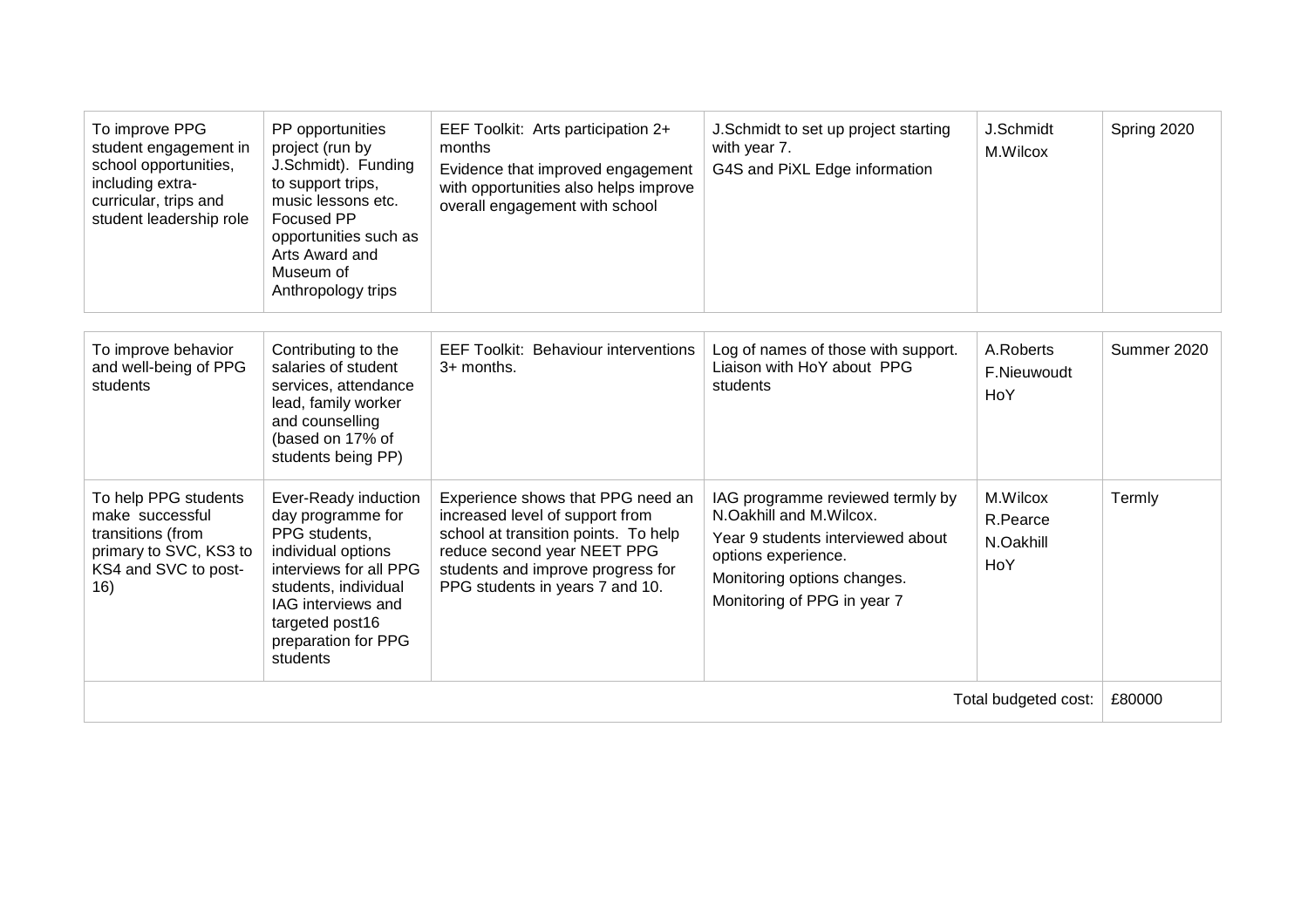| | | | | | |
|---|---|---|---|---|---|
| To improve PPG student engagement in school opportunities, including extra-curricular, trips and student leadership role | PP opportunities project (run by J.Schmidt). Funding to support trips, music lessons etc. Focused PP opportunities such as Arts Award and Museum of Anthropology trips | EEF Toolkit: Arts participation 2+ months<br>Evidence that improved engagement with opportunities also helps improve overall engagement with school | J.Schmidt to set up project starting with year 7.<br>G4S and PiXL Edge information | J.Schmidt<br>M.Wilcox | Spring 2020 |

| | | | | | |
|---|---|---|---|---|---|
| To improve behavior and well-being of PPG students | Contributing to the salaries of student services, attendance lead, family worker and counselling (based on 17% of students being PP) | EEF Toolkit: Behaviour interventions 3+ months. | Log of names of those with support. Liaison with HoY about PPG students | A.Roberts<br>F.Nieuwoudt<br>HoY | Summer 2020 |
| To help PPG students make successful transitions (from primary to SVC, KS3 to KS4 and SVC to post-16) | Ever-Ready induction day programme for PPG students, individual options interviews for all PPG students, individual IAG interviews and targeted post16 preparation for PPG students | Experience shows that PPG need an increased level of support from school at transition points. To help reduce second year NEET PPG students and improve progress for PPG students in years 7 and 10. | IAG programme reviewed termly by N.Oakhill and M.Wilcox.<br>Year 9 students interviewed about options experience.<br>Monitoring options changes.<br>Monitoring of PPG in year 7 | M.Wilcox<br>R.Pearce<br>N.Oakhill<br>HoY | Termly |
| | | | | Total budgeted cost: | £80000 |